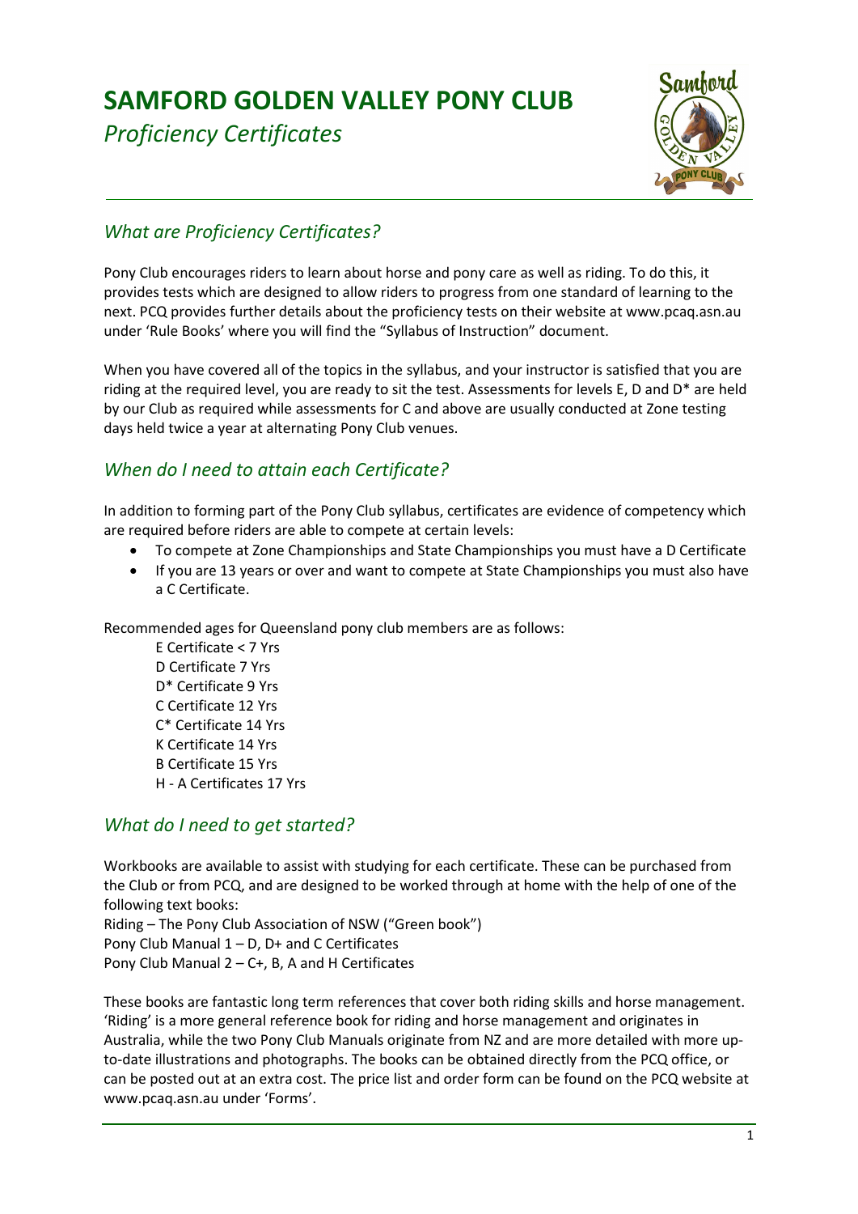# SAMFORD GOLDEN VALLEY PONY CLUB

*Proficiency Certificates*

## *What are Proficiency Certificates?*

Pony Club encourages riders to learn about horse and pony care as well as riding. To do this, it provides tests which are designed to allow riders to progress from one standard of learning to the next. PCQ provides further details about the proficiency tests on their website at www.pcaq.asn.au under 'Rule Books' where you will find the "Syllabus of Instruction" document.

When you have covered all of the topics in the syllabus, and your instructor is satisfied that you are riding at the required level, you are ready to sit the test. Assessments for levels E, D and D* are held by our Club as required while assessments for C and above are usually conducted at Zone testing days held twice a year at alternating Pony Club venues.

## *When do I need to attain each Certificate?*

In addition to forming part of the Pony Club syllabus, certificates are evidence of competency which are required before riders are able to compete at certain levels:

- To compete at Zone Championships and State Championships you must have a D Certificate
- If you are 13 years or over and want to compete at State Championships you must also have a C Certificate.

Recommended ages for Queensland pony club members are as follows:

E Certificate < 7 Yrs
D Certificate 7 Yrs
D* Certificate 9 Yrs
C Certificate 12 Yrs
C* Certificate 14 Yrs
K Certificate 14 Yrs
B Certificate 15 Yrs
H - A Certificates 17 Yrs

## *What do I need to get started?*

Workbooks are available to assist with studying for each certificate. These can be purchased from the Club or from PCQ, and are designed to be worked through at home with the help of one of the following text books:
Riding – The Pony Club Association of NSW ("Green book")
Pony Club Manual 1 – D, D+ and C Certificates
Pony Club Manual 2 – C+, B, A and H Certificates

These books are fantastic long term references that cover both riding skills and horse management. 'Riding' is a more general reference book for riding and horse management and originates in Australia, while the two Pony Club Manuals originate from NZ and are more detailed with more up-to-date illustrations and photographs. The books can be obtained directly from the PCQ office, or can be posted out at an extra cost. The price list and order form can be found on the PCQ website at www.pcaq.asn.au under 'Forms'.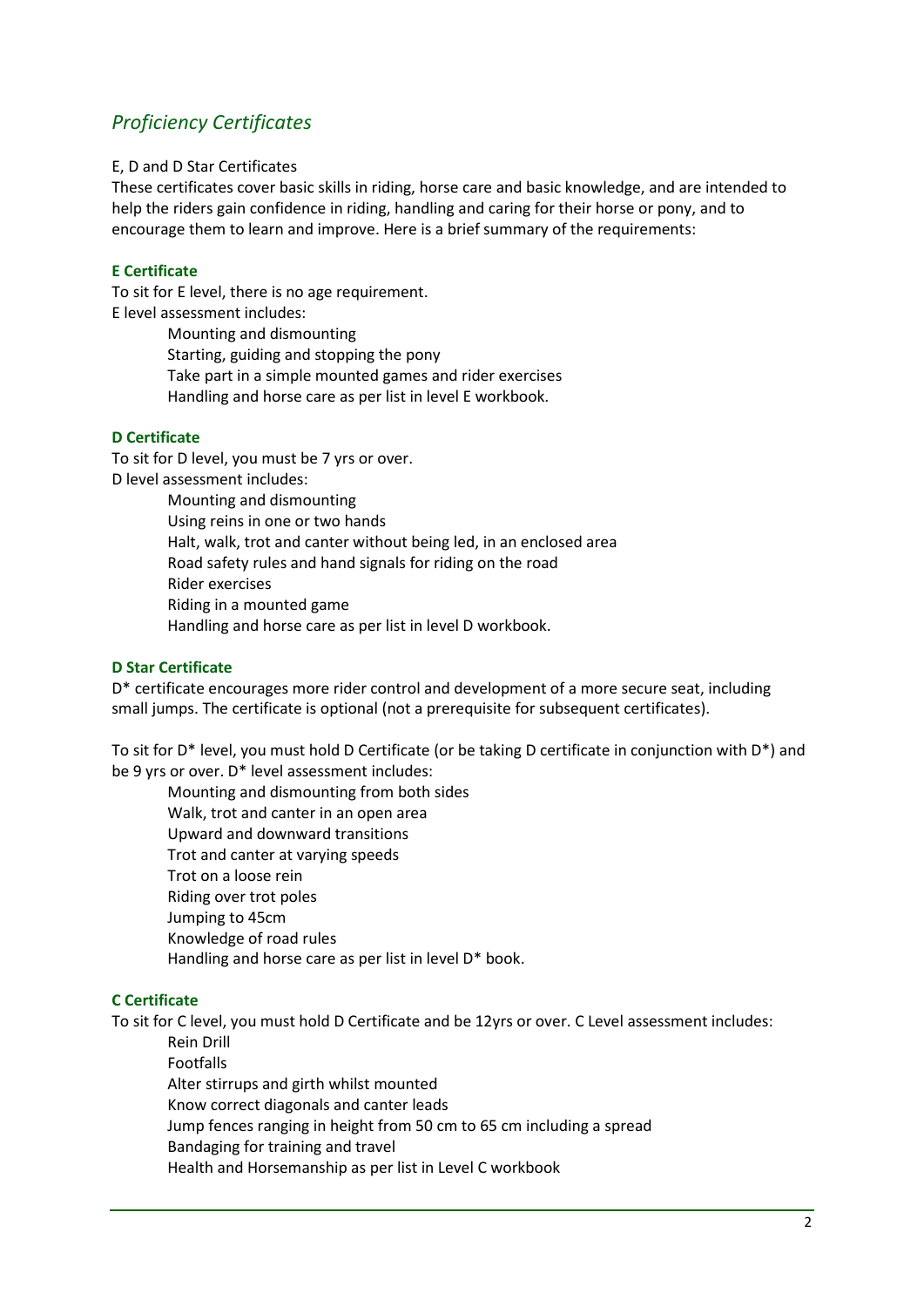## *Proficiency Certificates*

E, D and D Star Certificates

These certificates cover basic skills in riding, horse care and basic knowledge, and are intended to help the riders gain confidence in riding, handling and caring for their horse or pony, and to encourage them to learn and improve. Here is a brief summary of the requirements:

### E Certificate

To sit for E level, there is no age requirement.

E level assessment includes:

- Mounting and dismounting
- Starting, guiding and stopping the pony
- Take part in a simple mounted games and rider exercises
- Handling and horse care as per list in level E workbook.

### D Certificate

To sit for D level, you must be 7 yrs or over.

D level assessment includes:

- Mounting and dismounting
- Using reins in one or two hands
- Halt, walk, trot and canter without being led, in an enclosed area
- Road safety rules and hand signals for riding on the road
- Rider exercises
- Riding in a mounted game
- Handling and horse care as per list in level D workbook.

### D Star Certificate

D* certificate encourages more rider control and development of a more secure seat, including small jumps. The certificate is optional (not a prerequisite for subsequent certificates).

To sit for D* level, you must hold D Certificate (or be taking D certificate in conjunction with D*) and be 9 yrs or over. D* level assessment includes:

- Mounting and dismounting from both sides
- Walk, trot and canter in an open area
- Upward and downward transitions
- Trot and canter at varying speeds
- Trot on a loose rein
- Riding over trot poles
- Jumping to 45cm
- Knowledge of road rules
- Handling and horse care as per list in level D* book.

### C Certificate

To sit for C level, you must hold D Certificate and be 12yrs or over. C Level assessment includes:

- Rein Drill
- Footfalls
- Alter stirrups and girth whilst mounted
- Know correct diagonals and canter leads
- Jump fences ranging in height from 50 cm to 65 cm including a spread
- Bandaging for training and travel
- Health and Horsemanship as per list in Level C workbook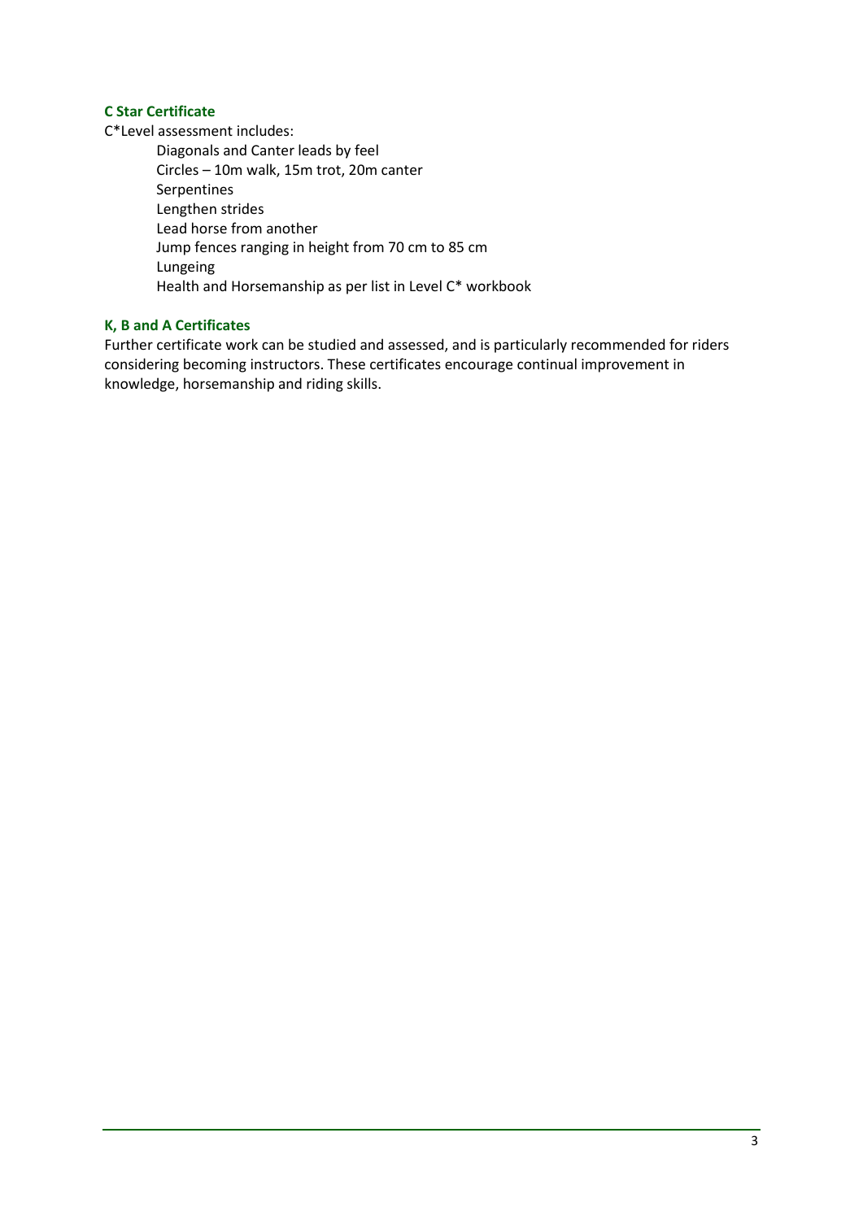### C Star Certificate

C*Level assessment includes:

- Diagonals and Canter leads by feel
- Circles – 10m walk, 15m trot, 20m canter
- Serpentines
- Lengthen strides
- Lead horse from another
- Jump fences ranging in height from 70 cm to 85 cm
- Lungeing
- Health and Horsemanship as per list in Level C* workbook

### K, B and A Certificates

Further certificate work can be studied and assessed, and is particularly recommended for riders considering becoming instructors. These certificates encourage continual improvement in knowledge, horsemanship and riding skills.